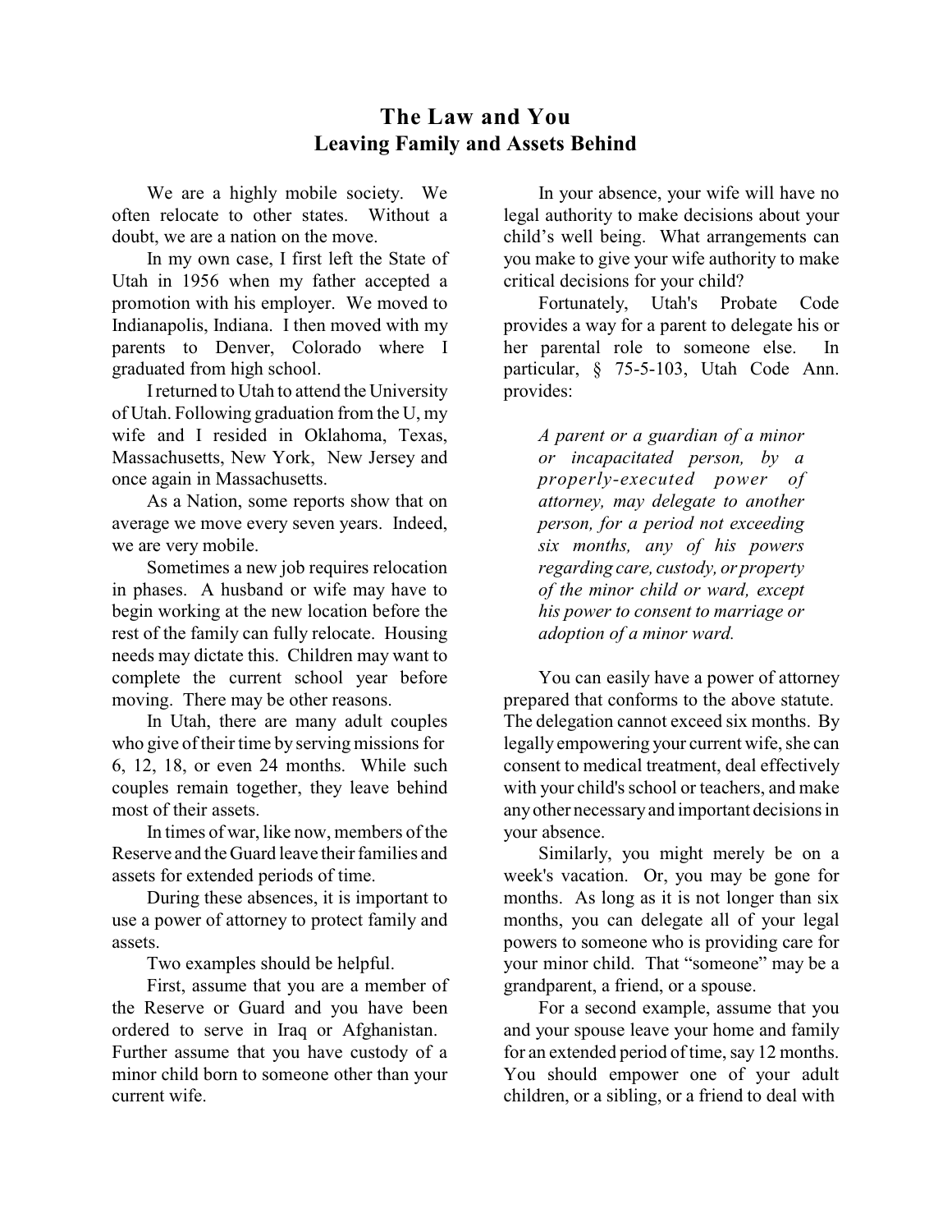# The Law and You

## Leaving Family and Assets Behind

We are a highly mobile society. We often relocate to other states. Without a doubt, we are a nation on the move.

In my own case, I first left the State of Utah in 1956 when my father accepted a promotion with his employer. We moved to Indianapolis, Indiana. I then moved with my parents to Denver, Colorado where I graduated from high school.

I returned to Utah to attend the University of Utah. Following graduation from the U, my wife and I resided in Oklahoma, Texas, Massachusetts, New York, New Jersey and once again in Massachusetts.

As a Nation, some reports show that on average we move every seven years. Indeed, we are very mobile.

Sometimes a new job requires relocation in phases. A husband or wife may have to begin working at the new location before the rest of the family can fully relocate. Housing needs may dictate this. Children may want to complete the current school year before moving. There may be other reasons.

In Utah, there are many adult couples who give of their time by serving missions for 6, 12, 18, or even 24 months. While such couples remain together, they leave behind most of their assets.

In times of war, like now, members of the Reserve and the Guard leave their families and assets for extended periods of time.

During these absences, it is important to use a power of attorney to protect family and assets.

Two examples should be helpful.

First, assume that you are a member of the Reserve or Guard and you have been ordered to serve in Iraq or Afghanistan. Further assume that you have custody of a minor child born to someone other than your current wife.

In your absence, your wife will have no legal authority to make decisions about your child's well being. What arrangements can you make to give your wife authority to make critical decisions for your child?

Fortunately, Utah's Probate Code provides a way for a parent to delegate his or her parental role to someone else. In particular, § 75-5-103, Utah Code Ann. provides:

> *A parent or a guardian of a minor or incapacitated person, by a properly-executed power of attorney, may delegate to another person, for a period not exceeding six months, any of his powers regarding care, custody, or property of the minor child or ward, except his power to consent to marriage or adoption of a minor ward.*

You can easily have a power of attorney prepared that conforms to the above statute. The delegation cannot exceed six months. By legally empowering your current wife, she can consent to medical treatment, deal effectively with your child's school or teachers, and make any other necessary and important decisions in your absence.

Similarly, you might merely be on a week's vacation. Or, you may be gone for months. As long as it is not longer than six months, you can delegate all of your legal powers to someone who is providing care for your minor child. That "someone" may be a grandparent, a friend, or a spouse.

For a second example, assume that you and your spouse leave your home and family for an extended period of time, say 12 months. You should empower one of your adult children, or a sibling, or a friend to deal with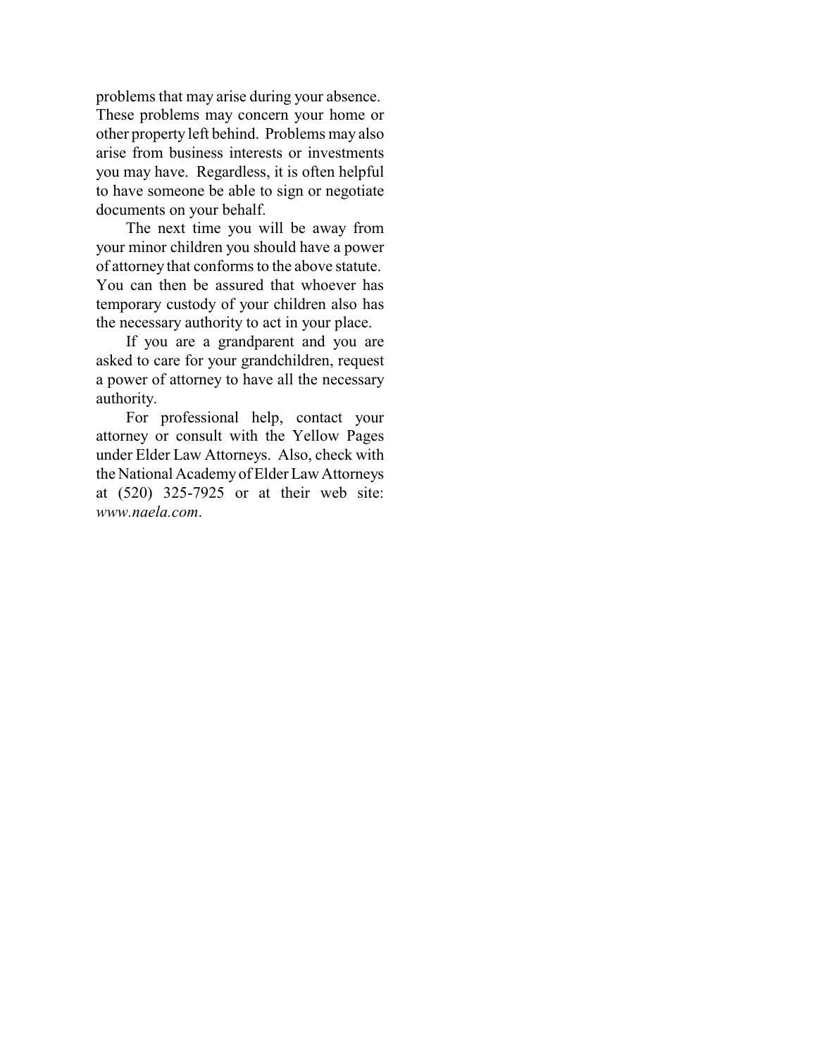problems that may arise during your absence. These problems may concern your home or other property left behind. Problems may also arise from business interests or investments you may have. Regardless, it is often helpful to have someone be able to sign or negotiate documents on your behalf.

The next time you will be away from your minor children you should have a power of attorney that conforms to the above statute. You can then be assured that whoever has temporary custody of your children also has the necessary authority to act in your place.

If you are a grandparent and you are asked to care for your grandchildren, request a power of attorney to have all the necessary authority.

For professional help, contact your attorney or consult with the Yellow Pages under Elder Law Attorneys. Also, check with the National Academy of Elder Law Attorneys at (520) 325-7925 or at their web site: *www.naela.com*.